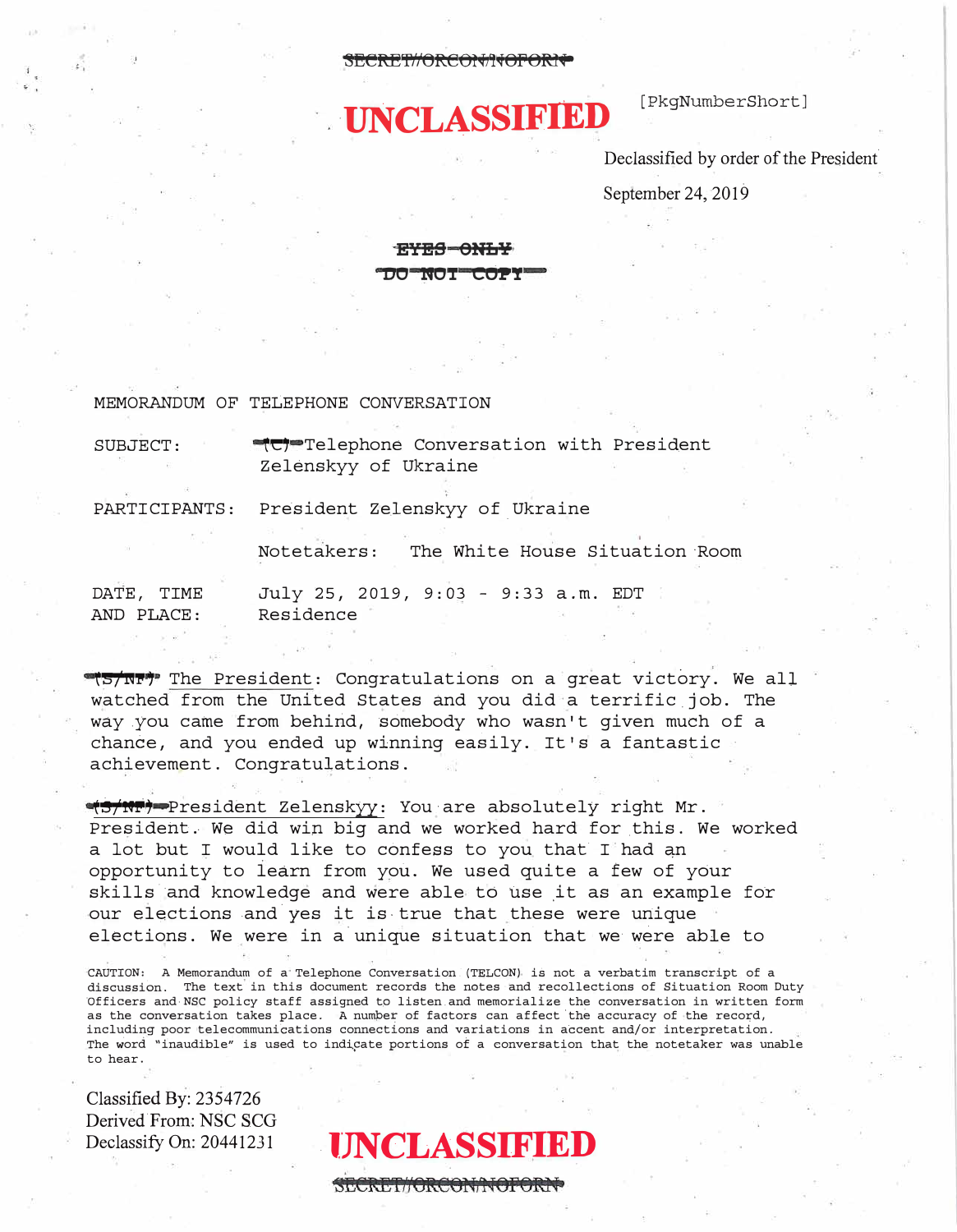~~SECRET//ORCON/NOFORN~~

# UNCLASSIFIED

[PkgNumberShort]

Declassified by order of the President

September 24, 2019

~~EYES ONLY~~

~~DO NOT COPY~~

MEMORANDUM OF TELEPHONE CONVERSATION

SUBJECT: ~~(C)~~ Telephone Conversation with President Zelenskyy of Ukraine

PARTICIPANTS: President Zelenskyy of Ukraine

Notetakers: The White House Situation Room

DATE, TIME AND PLACE: July 25, 2019, 9:03 - 9:33 a.m. EDT Residence

~~(S/NF)~~ The President: Congratulations on a great victory. We all watched from the United States and you did a terrific job. The way you came from behind, somebody who wasn't given much of a chance, and you ended up winning easily. It's a fantastic achievement. Congratulations.

~~(S/NF)~~ President Zelenskyy: You are absolutely right Mr. President. We did win big and we worked hard for this. We worked a lot but I would like to confess to you that I had an opportunity to learn from you. We used quite a few of your skills and knowledge and were able to use it as an example for our elections and yes it is true that these were unique elections. We were in a unique situation that we were able to

CAUTION: A Memorandum of a Telephone Conversation (TELCON) is not a verbatim transcript of a discussion. The text in this document records the notes and recollections of Situation Room Duty Officers and NSC policy staff assigned to listen and memorialize the conversation in written form as the conversation takes place. A number of factors can affect the accuracy of the record, including poor telecommunications connections and variations in accent and/or interpretation. The word "inaudible" is used to indicate portions of a conversation that the notetaker was unable to hear.

Classified By: 2354726
Derived From: NSC SCG
Declassify On: 20441231

# UNCLASSIFIED

~~SECRET//ORCON/NOFORN~~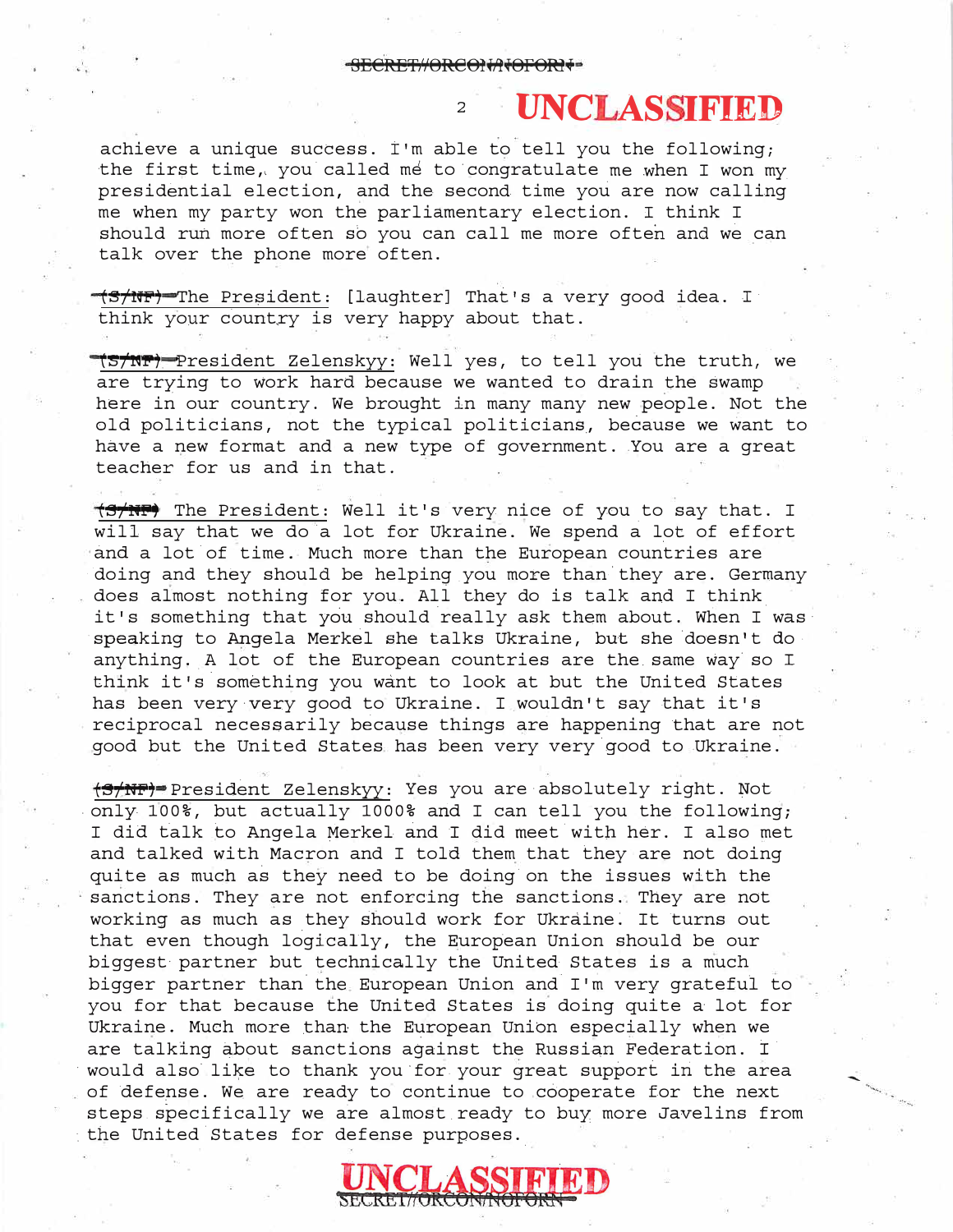achieve a unique success. I'm able to tell you the following; the first time, you called me to congratulate me when I won my presidential election, and the second time you are now calling me when my party won the parliamentary election. I think I should run more often so you can call me more often and we can talk over the phone more often.

~~(S/NF)~~ The President: [laughter] That's a very good idea. I think your country is very happy about that.

~~(S/NF)~~ President Zelenskyy: Well yes, to tell you the truth, we are trying to work hard because we wanted to drain the swamp here in our country. We brought in many many new people. Not the old politicians, not the typical politicians, because we want to have a new format and a new type of government. You are a great teacher for us and in that.

~~(S/NF)~~ The President: Well it's very nice of you to say that. I will say that we do a lot for Ukraine. We spend a lot of effort and a lot of time. Much more than the European countries are doing and they should be helping you more than they are. Germany does almost nothing for you. All they do is talk and I think it's something that you should really ask them about. When I was speaking to Angela Merkel she talks Ukraine, but she doesn't do anything. A lot of the European countries are the same way so I think it's something you want to look at but the United States has been very very good to Ukraine. I wouldn't say that it's reciprocal necessarily because things are happening that are not good but the United States has been very very good to Ukraine.

~~(S/NF)~~ President Zelenskyy: Yes you are absolutely right. Not only 100%, but actually 1000% and I can tell you the following; I did talk to Angela Merkel and I did meet with her. I also met and talked with Macron and I told them that they are not doing quite as much as they need to be doing on the issues with the sanctions. They are not enforcing the sanctions. They are not working as much as they should work for Ukraine. It turns out that even though logically, the European Union should be our biggest partner but technically the United States is a much bigger partner than the European Union and I'm very grateful to you for that because the United States is doing quite a lot for Ukraine. Much more than the European Union especially when we are talking about sanctions against the Russian Federation. I would also like to thank you for your great support in the area of defense. We are ready to continue to cooperate for the next steps specifically we are almost ready to buy more Javelins from the United States for defense purposes.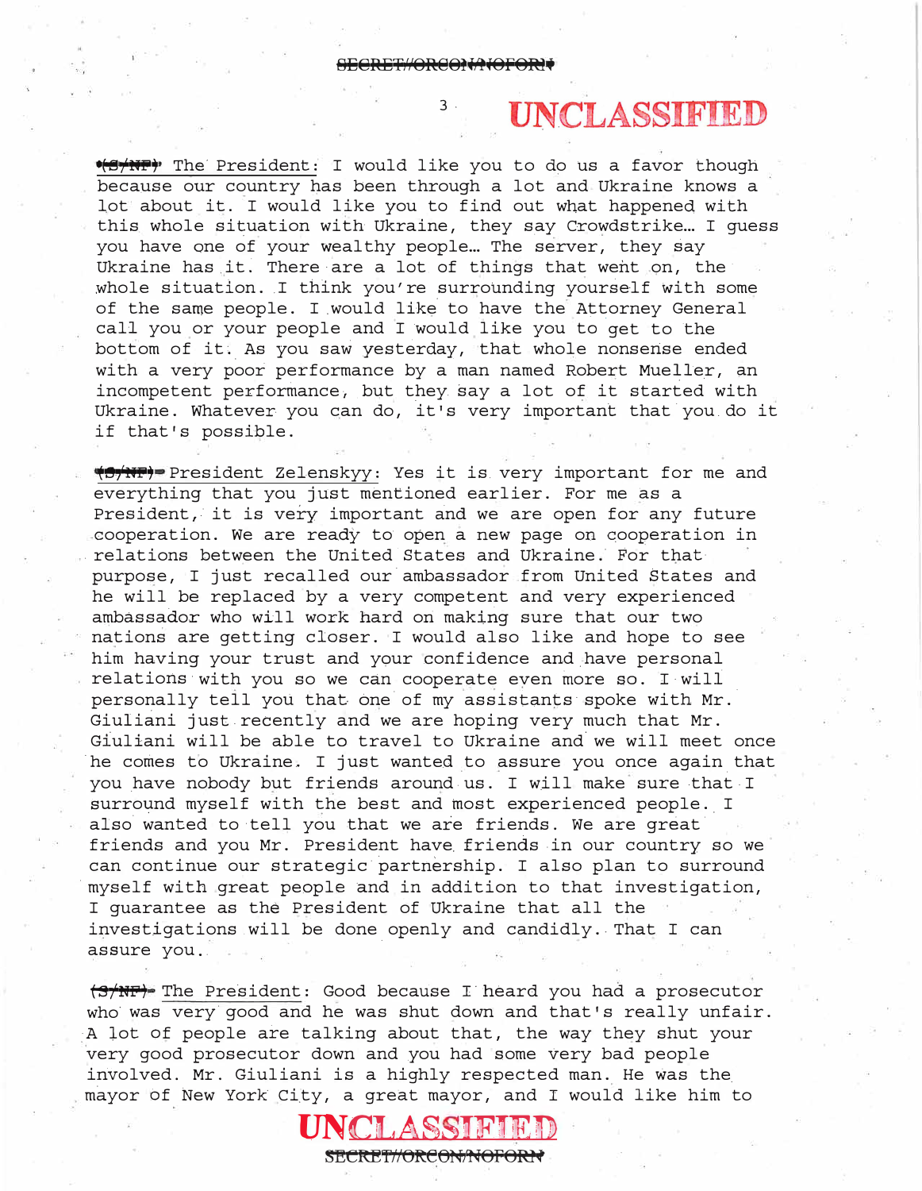~~(S/NF)~~ The President: I would like you to do us a favor though because our country has been through a lot and Ukraine knows a lot about it. I would like you to find out what happened with this whole situation with Ukraine, they say Crowdstrike... I guess you have one of your wealthy people... The server, they say Ukraine has it. There are a lot of things that went on, the whole situation. I think you're surrounding yourself with some of the same people. I would like to have the Attorney General call you or your people and I would like you to get to the bottom of it. As you saw yesterday, that whole nonsense ended with a very poor performance by a man named Robert Mueller, an incompetent performance, but they say a lot of it started with Ukraine. Whatever you can do, it's very important that you do it if that's possible.

~~(S/NF)~~ President Zelenskyy: Yes it is very important for me and everything that you just mentioned earlier. For me as a President, it is very important and we are open for any future cooperation. We are ready to open a new page on cooperation in relations between the United States and Ukraine. For that purpose, I just recalled our ambassador from United States and he will be replaced by a very competent and very experienced ambassador who will work hard on making sure that our two nations are getting closer. I would also like and hope to see him having your trust and your confidence and have personal relations with you so we can cooperate even more so. I will personally tell you that one of my assistants spoke with Mr. Giuliani just recently and we are hoping very much that Mr. Giuliani will be able to travel to Ukraine and we will meet once he comes to Ukraine. I just wanted to assure you once again that you have nobody but friends around us. I will make sure that I surround myself with the best and most experienced people. I also wanted to tell you that we are friends. We are great friends and you Mr. President have friends in our country so we can continue our strategic partnership. I also plan to surround myself with great people and in addition to that investigation, I guarantee as the President of Ukraine that all the investigations will be done openly and candidly. That I can assure you.

~~(S/NF)~~ The President: Good because I heard you had a prosecutor who was very good and he was shut down and that's really unfair. A lot of people are talking about that, the way they shut your very good prosecutor down and you had some very bad people involved. Mr. Giuliani is a highly respected man. He was the mayor of New York City, a great mayor, and I would like him to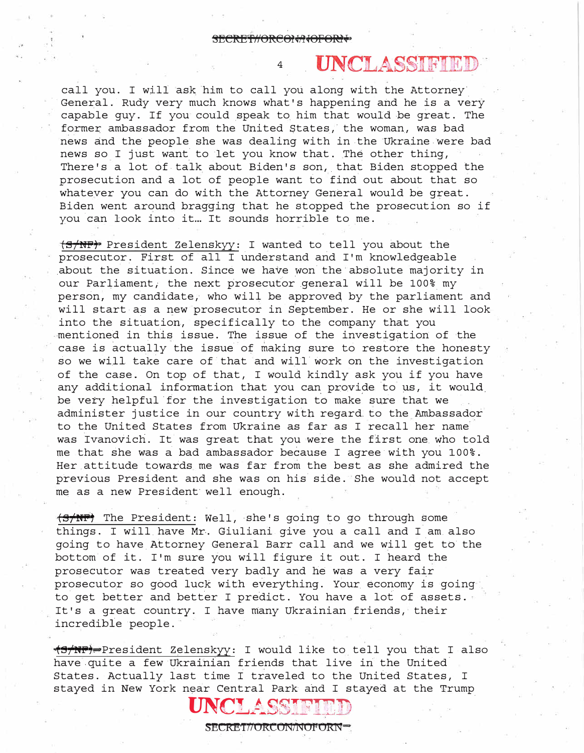call you. I will ask him to call you along with the Attorney General. Rudy very much knows what's happening and he is a very capable guy. If you could speak to him that would be great. The former ambassador from the United States, the woman, was bad news and the people she was dealing with in the Ukraine were bad news so I just want to let you know that. The other thing, There's a lot of talk about Biden's son, that Biden stopped the prosecution and a lot of people want to find out about that so whatever you can do with the Attorney General would be great. Biden went around bragging that he stopped the prosecution so if you can look into it… It sounds horrible to me.

~~(S/NF)~~ President Zelenskyy: I wanted to tell you about the prosecutor. First of all I understand and I'm knowledgeable about the situation. Since we have won the absolute majority in our Parliament, the next prosecutor general will be 100% my person, my candidate, who will be approved by the parliament and will start as a new prosecutor in September. He or she will look into the situation, specifically to the company that you mentioned in this issue. The issue of the investigation of the case is actually the issue of making sure to restore the honesty so we will take care of that and will work on the investigation of the case. On top of that, I would kindly ask you if you have any additional information that you can provide to us, it would be very helpful for the investigation to make sure that we administer justice in our country with regard to the Ambassador to the United States from Ukraine as far as I recall her name was Ivanovich. It was great that you were the first one who told me that she was a bad ambassador because I agree with you 100%. Her attitude towards me was far from the best as she admired the previous President and she was on his side. She would not accept me as a new President well enough.

~~(S/NF)~~ The President: Well, she's going to go through some things. I will have Mr. Giuliani give you a call and I am also going to have Attorney General Barr call and we will get to the bottom of it. I'm sure you will figure it out. I heard the prosecutor was treated very badly and he was a very fair prosecutor so good luck with everything. Your economy is going to get better and better I predict. You have a lot of assets. It's a great country. I have many Ukrainian friends, their incredible people.

~~(S/NF)~~ President Zelenskyy: I would like to tell you that I also have quite a few Ukrainian friends that live in the United States. Actually last time I traveled to the United States, I stayed in New York near Central Park and I stayed at the Trump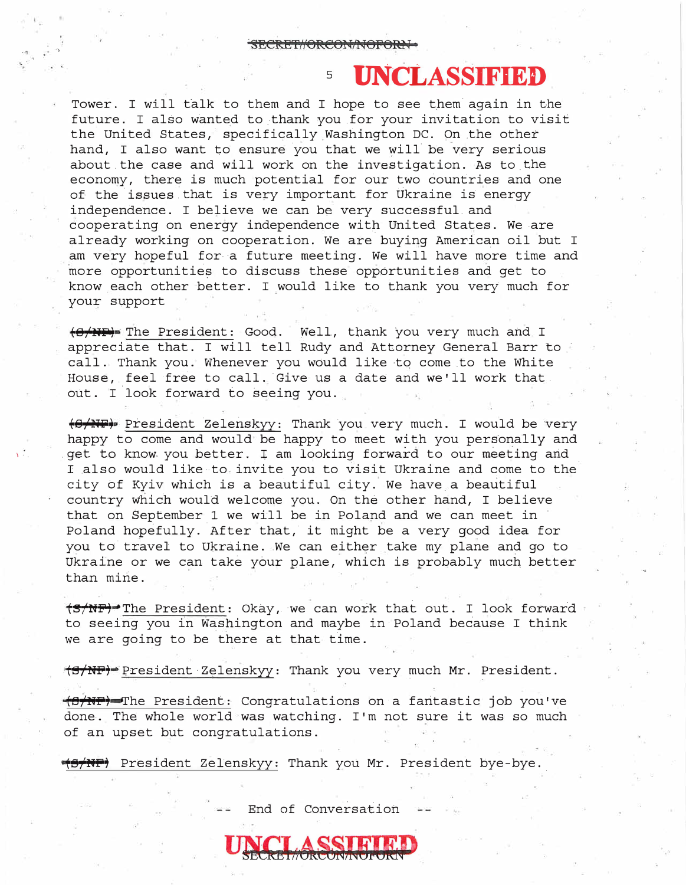Tower. I will talk to them and I hope to see them again in the future. I also wanted to thank you for your invitation to visit the United States, specifically Washington DC. On the other hand, I also want to ensure you that we will be very serious about the case and will work on the investigation. As to the economy, there is much potential for our two countries and one of the issues that is very important for Ukraine is energy independence. I believe we can be very successful and cooperating on energy independence with United States. We are already working on cooperation. We are buying American oil but I am very hopeful for a future meeting. We will have more time and more opportunities to discuss these opportunities and get to know each other better. I would like to thank you very much for your support

~~(S/NF)~~ The President: Good. Well, thank you very much and I appreciate that. I will tell Rudy and Attorney General Barr to call. Thank you. Whenever you would like to come to the White House, feel free to call. Give us a date and we'll work that out. I look forward to seeing you.

~~(S/NF)~~ President Zelenskyy: Thank you very much. I would be very happy to come and would be happy to meet with you personally and get to know you better. I am looking forward to our meeting and I also would like to invite you to visit Ukraine and come to the city of Kyiv which is a beautiful city. We have a beautiful country which would welcome you. On the other hand, I believe that on September 1 we will be in Poland and we can meet in Poland hopefully. After that, it might be a very good idea for you to travel to Ukraine. We can either take my plane and go to Ukraine or we can take your plane, which is probably much better than mine.

~~(S/NF)~~ The President: Okay, we can work that out. I look forward to seeing you in Washington and maybe in Poland because I think we are going to be there at that time.

~~(S/NF)~~ President Zelenskyy: Thank you very much Mr. President.

~~(S/NF)~~ The President: Congratulations on a fantastic job you've done. The whole world was watching. I'm not sure it was so much of an upset but congratulations.

~~(S/NF)~~ President Zelenskyy: Thank you Mr. President bye-bye.

-- End of Conversation --